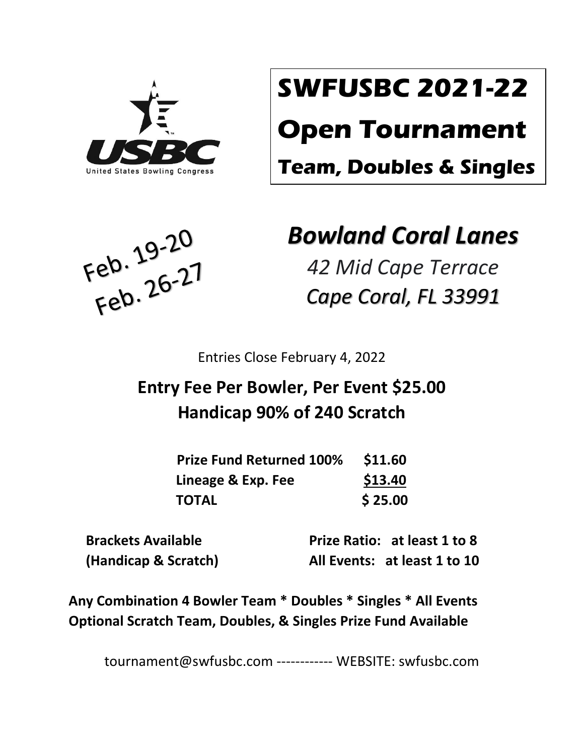# SWFUSBC 2021-22

# Open Tournament

## Team, Doubles & Singles

Feb. 19-20
Feb. 26-27

## *Bowland Coral Lanes*

*42 Mid Cape Terrace*
*Cape Coral, FL 33991*

Entries Close February 4, 2022

**Entry Fee Per Bowler, Per Event $25.00**
**Handicap 90% of 240 Scratch**

| | |
|---|---|
| **Prize Fund Returned 100%** | **$11.60** |
| **Lineage & Exp. Fee** | **$13.40** |
| **TOTAL** | **$ 25.00** |

**Brackets Available (Handicap & Scratch)**

**Prize Ratio: at least 1 to 8**
**All Events: at least 1 to 10**

**Any Combination 4 Bowler Team * Doubles * Singles * All Events**
**Optional Scratch Team, Doubles, & Singles Prize Fund Available**

tournament@swfusbc.com ------------ WEBSITE: swfusbc.com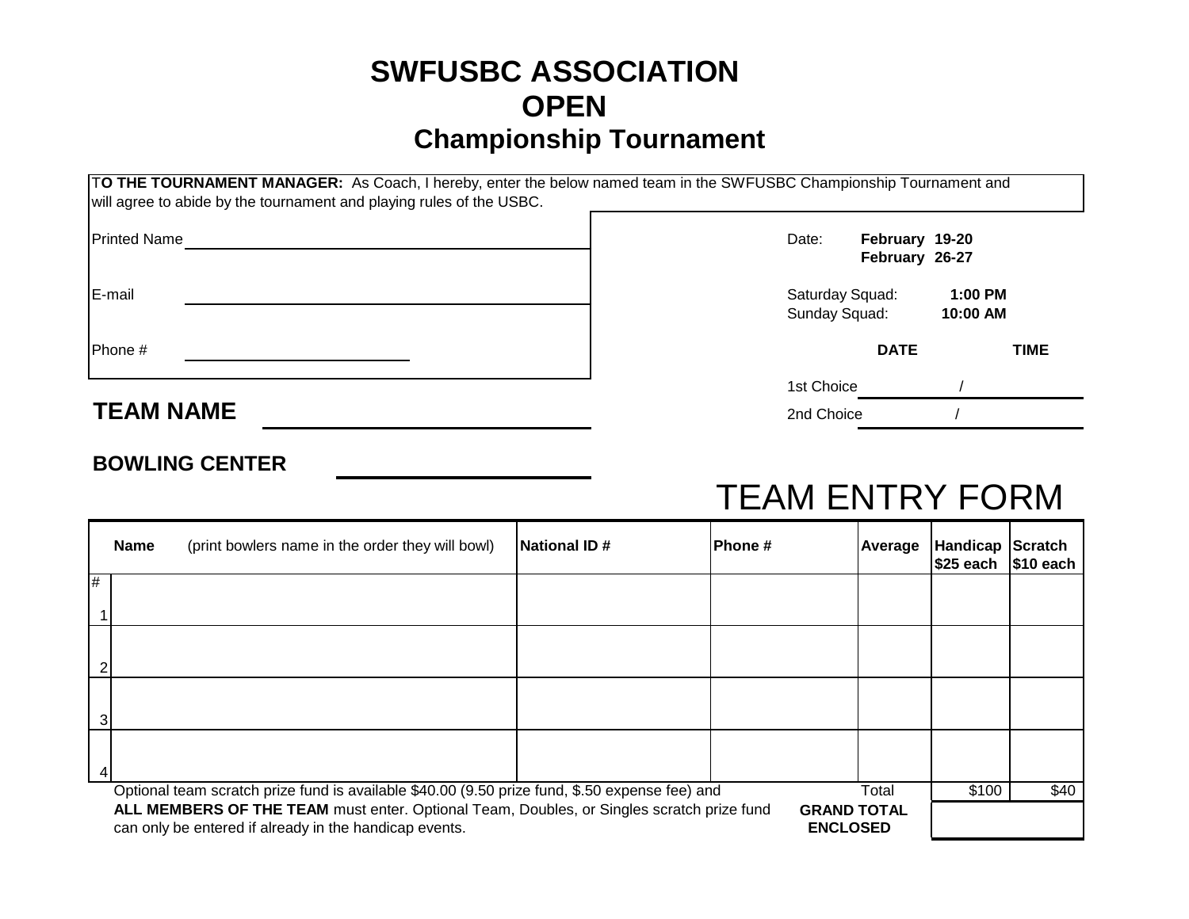# SWFUSBC ASSOCIATION
# OPEN
## Championship Tournament

**TO THE TOURNAMENT MANAGER:** As Coach, I hereby, enter the below named team in the SWFUSBC Championship Tournament and will agree to abide by the tournament and playing rules of the USBC.

Printed Name ______________________________

E-mail ______________________________

Phone # ____________________

Date: **February 19-20**
**February 26-27**

Saturday Squad: **1:00 PM**
Sunday Squad: **10:00 AM**

| | DATE | TIME |
|---|---|---|
| 1st Choice | / | |
| 2nd Choice | / | |

## TEAM NAME ______________________________

### BOWLING CENTER ____________________

# TEAM ENTRY FORM

| # | Name (print bowlers name in the order they will bowl) | National ID # | Phone # | Average | Handicap $25 each | Scratch $10 each |
|---|---|---|---|---|---|---|
| 1 | | | | | | |
| 2 | | | | | | |
| 3 | | | | | | |
| 4 | | | | | | |
| | | | | Total | $100 | $40 |

Optional team scratch prize fund is available $40.00 (9.50 prize fund, $.50 expense fee) and **ALL MEMBERS OF THE TEAM** must enter. Optional Team, Doubles, or Singles scratch prize fund can only be entered if already in the handicap events.

**GRAND TOTAL ENCLOSED** ____________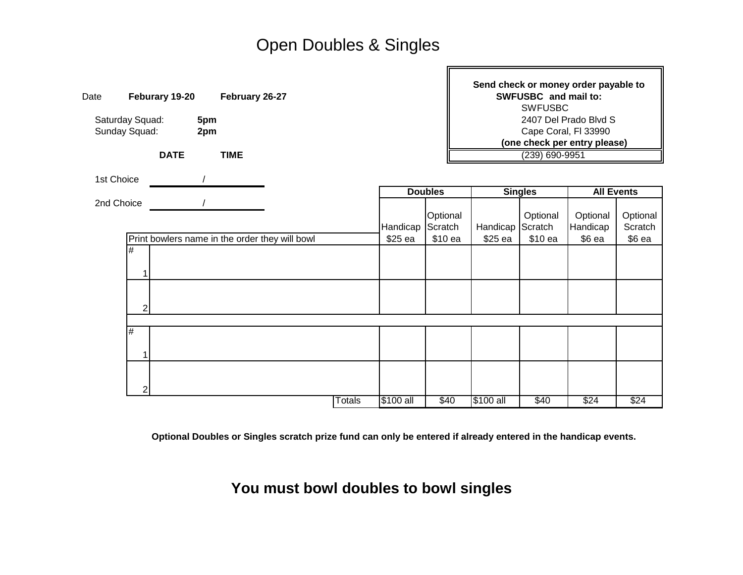# Open Doubles & Singles

Date **Feburary 19-20** **February 26-27**

Saturday Squad: **5pm**
Sunday Squad: **2pm**

**Send check or money order payable to SWFUSBC and mail to:**
SWFUSBC
2407 Del Prado Blvd S
Cape Coral, Fl 33990
**(one check per entry please)**
(239) 690-9951

| | **DATE** | **TIME** |
|---|---|---|
| 1st Choice | / | |
| 2nd Choice | / | |

| # | Print bowlers name in the order they will bowl | **Doubles** Handicap $25 ea | **Doubles** Optional Scratch $10 ea | **Singles** Handicap $25 ea | **Singles** Optional Scratch $10 ea | **All Events** Optional Handicap $6 ea | **All Events** Optional Scratch $6 ea |
|---|---|---|---|---|---|---|---|
| 1 | | | | | | | |
| 2 | | | | | | | |
| | | | | | | | |
| 1 | | | | | | | |
| 2 | | | | | | | |
| | Totals | $100 all | $40 | $100 all | $40 | $24 | $24 |

**Optional Doubles or Singles scratch prize fund can only be entered if already entered in the handicap events.**

## You must bowl doubles to bowl singles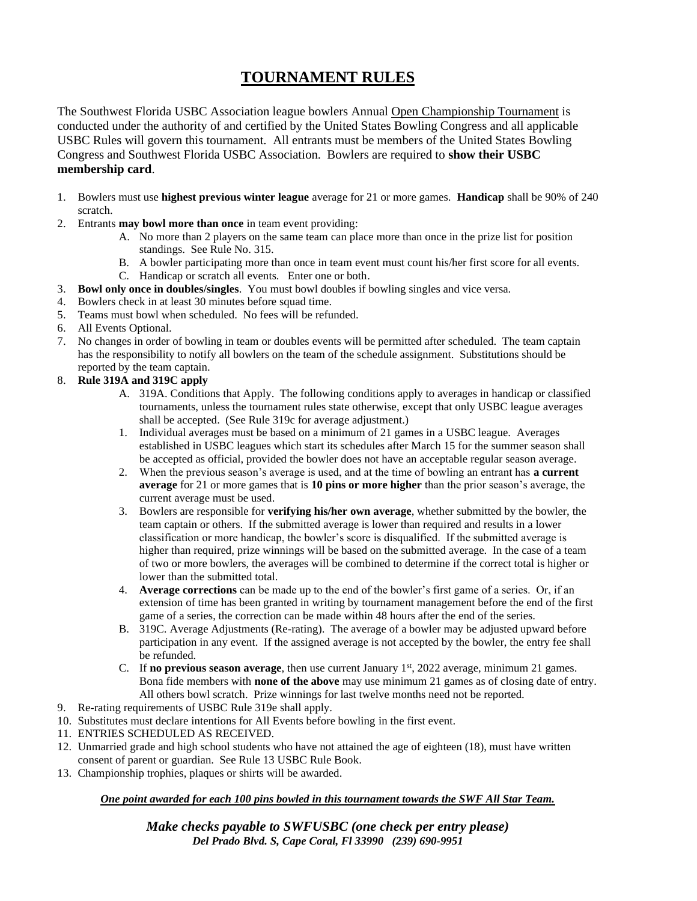# TOURNAMENT RULES

The Southwest Florida USBC Association league bowlers Annual Open Championship Tournament is conducted under the authority of and certified by the United States Bowling Congress and all applicable USBC Rules will govern this tournament. All entrants must be members of the United States Bowling Congress and Southwest Florida USBC Association. Bowlers are required to **show their USBC membership card**.

1. Bowlers must use **highest previous winter league** average for 21 or more games. **Handicap** shall be 90% of 240 scratch.
2. Entrants **may bowl more than once** in team event providing:
   - A. No more than 2 players on the same team can place more than once in the prize list for position standings. See Rule No. 315.
   - B. A bowler participating more than once in team event must count his/her first score for all events.
   - C. Handicap or scratch all events. Enter one or both.
3. **Bowl only once in doubles/singles**. You must bowl doubles if bowling singles and vice versa.
4. Bowlers check in at least 30 minutes before squad time.
5. Teams must bowl when scheduled. No fees will be refunded.
6. All Events Optional.
7. No changes in order of bowling in team or doubles events will be permitted after scheduled. The team captain has the responsibility to notify all bowlers on the team of the schedule assignment. Substitutions should be reported by the team captain.
8. **Rule 319A and 319C apply**
   - A. 319A. Conditions that Apply. The following conditions apply to averages in handicap or classified tournaments, unless the tournament rules state otherwise, except that only USBC league averages shall be accepted. (See Rule 319c for average adjustment.)
   - 1. Individual averages must be based on a minimum of 21 games in a USBC league. Averages established in USBC leagues which start its schedules after March 15 for the summer season shall be accepted as official, provided the bowler does not have an acceptable regular season average.
   - 2. When the previous season's average is used, and at the time of bowling an entrant has **a current average** for 21 or more games that is **10 pins or more higher** than the prior season's average, the current average must be used.
   - 3. Bowlers are responsible for **verifying his/her own average**, whether submitted by the bowler, the team captain or others. If the submitted average is lower than required and results in a lower classification or more handicap, the bowler's score is disqualified. If the submitted average is higher than required, prize winnings will be based on the submitted average. In the case of a team of two or more bowlers, the averages will be combined to determine if the correct total is higher or lower than the submitted total.
   - 4. **Average corrections** can be made up to the end of the bowler's first game of a series. Or, if an extension of time has been granted in writing by tournament management before the end of the first game of a series, the correction can be made within 48 hours after the end of the series.
   - B. 319C. Average Adjustments (Re-rating). The average of a bowler may be adjusted upward before participation in any event. If the assigned average is not accepted by the bowler, the entry fee shall be refunded.
   - C. If **no previous season average**, then use current January 1st, 2022 average, minimum 21 games. Bona fide members with **none of the above** may use minimum 21 games as of closing date of entry. All others bowl scratch. Prize winnings for last twelve months need not be reported.
9. Re-rating requirements of USBC Rule 319e shall apply.
10. Substitutes must declare intentions for All Events before bowling in the first event.
11. ENTRIES SCHEDULED AS RECEIVED.
12. Unmarried grade and high school students who have not attained the age of eighteen (18), must have written consent of parent or guardian. See Rule 13 USBC Rule Book.
13. Championship trophies, plaques or shirts will be awarded.

***One point awarded for each 100 pins bowled in this tournament towards the SWF All Star Team.***

***Make checks payable to SWFUSBC (one check per entry please)***

***Del Prado Blvd. S, Cape Coral, Fl 33990 (239) 690-9951***